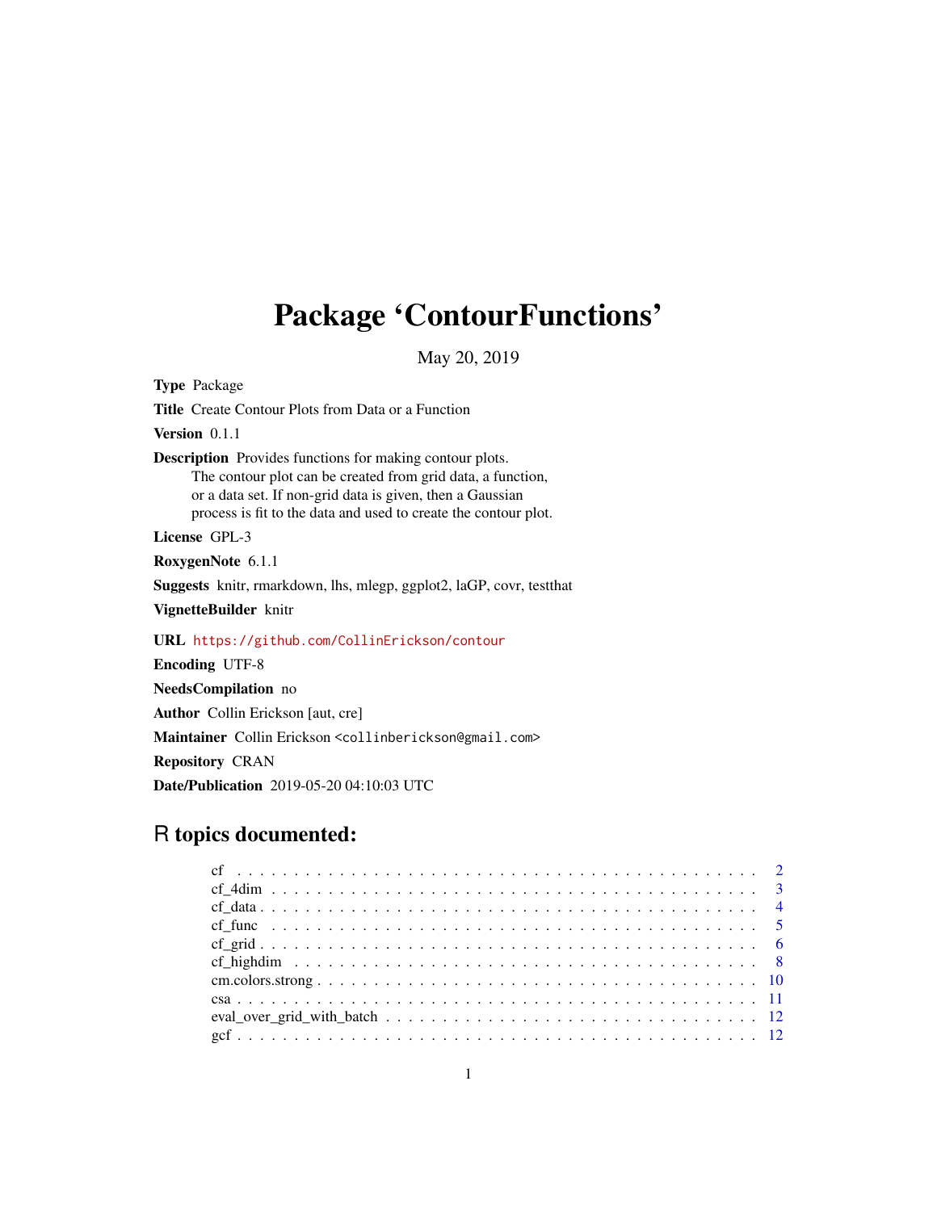# Package 'ContourFunctions'

May 20, 2019

**Type** Package

**Title** Create Contour Plots from Data or a Function

**Version** 0.1.1

**Description** Provides functions for making contour plots.
The contour plot can be created from grid data, a function,
or a data set. If non-grid data is given, then a Gaussian
process is fit to the data and used to create the contour plot.

**License** GPL-3

**RoxygenNote** 6.1.1

**Suggests** knitr, rmarkdown, lhs, mlegp, ggplot2, laGP, covr, testthat

**VignetteBuilder** knitr

**URL** https://github.com/CollinErickson/contour

**Encoding** UTF-8

**NeedsCompilation** no

**Author** Collin Erickson [aut, cre]

**Maintainer** Collin Erickson <collinberickson@gmail.com>

**Repository** CRAN

**Date/Publication** 2019-05-20 04:10:03 UTC

## R topics documented:

- cf . . . . . . . . . . . . . . . . . . . . . . . . . . . . . . . . . . . . . . . . . . . 2
- cf_4dim . . . . . . . . . . . . . . . . . . . . . . . . . . . . . . . . . . . . . . . . 3
- cf_data . . . . . . . . . . . . . . . . . . . . . . . . . . . . . . . . . . . . . . . . 4
- cf_func . . . . . . . . . . . . . . . . . . . . . . . . . . . . . . . . . . . . . . . . 5
- cf_grid . . . . . . . . . . . . . . . . . . . . . . . . . . . . . . . . . . . . . . . . 6
- cf_highdim . . . . . . . . . . . . . . . . . . . . . . . . . . . . . . . . . . . . . . 8
- cm.colors.strong . . . . . . . . . . . . . . . . . . . . . . . . . . . . . . . . . . . 10
- csa . . . . . . . . . . . . . . . . . . . . . . . . . . . . . . . . . . . . . . . . . . 11
- eval_over_grid_with_batch . . . . . . . . . . . . . . . . . . . . . . . . . . . . . . 12
- gcf . . . . . . . . . . . . . . . . . . . . . . . . . . . . . . . . . . . . . . . . . . 12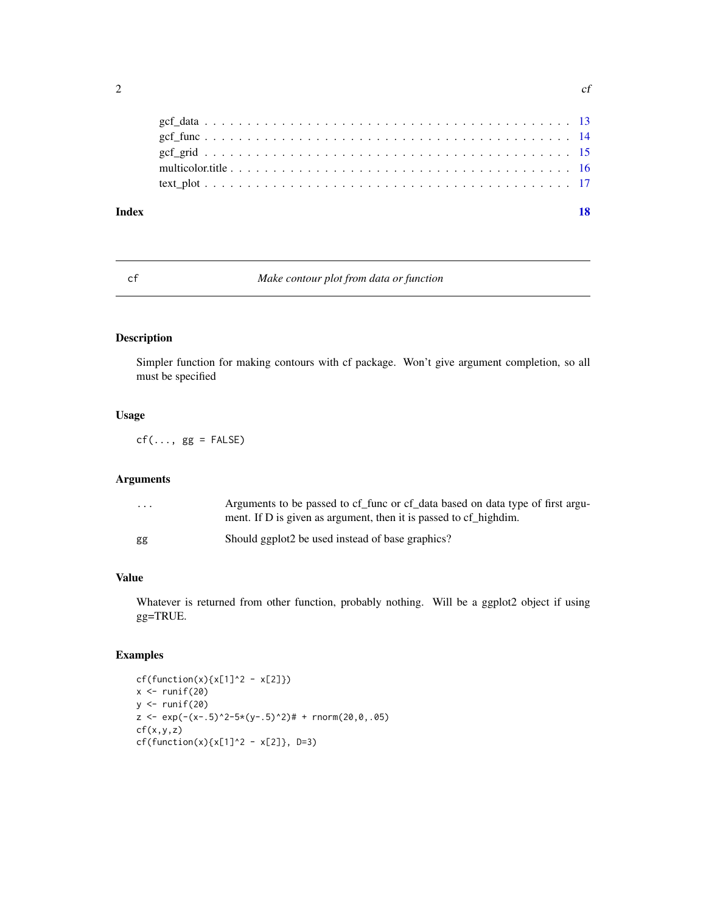gcf_data . . . . . . . . . . . . . . . . . . . . . . . . . . . . . . . . . . . . . . . . . 13
gcf_func . . . . . . . . . . . . . . . . . . . . . . . . . . . . . . . . . . . . . . . . . 14
gcf_grid . . . . . . . . . . . . . . . . . . . . . . . . . . . . . . . . . . . . . . . . . 15
multicolor.title . . . . . . . . . . . . . . . . . . . . . . . . . . . . . . . . . . . . . 16
text_plot . . . . . . . . . . . . . . . . . . . . . . . . . . . . . . . . . . . . . . . . . 17

**Index** **18**

---

## cf *Make contour plot from data or function*

### Description

Simpler function for making contours with cf package. Won't give argument completion, so all must be specified

### Usage

```
cf(..., gg = FALSE)
```

### Arguments

| | |
|---|---|
| ... | Arguments to be passed to cf_func or cf_data based on data type of first argument. If D is given as argument, then it is passed to cf_highdim. |
| gg | Should ggplot2 be used instead of base graphics? |

### Value

Whatever is returned from other function, probably nothing. Will be a ggplot2 object if using gg=TRUE.

### Examples

```
cf(function(x){x[1]^2 - x[2]})
x <- runif(20)
y <- runif(20)
z <- exp(-(x-.5)^2-5*(y-.5)^2)# + rnorm(20,0,.05)
cf(x,y,z)
cf(function(x){x[1]^2 - x[2]}, D=3)
```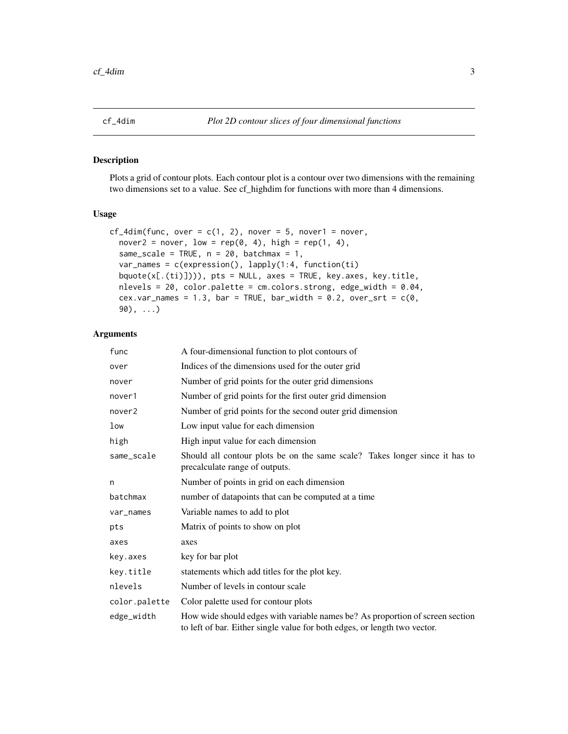## cf_4dim — *Plot 2D contour slices of four dimensional functions*

### Description

Plots a grid of contour plots. Each contour plot is a contour over two dimensions with the remaining two dimensions set to a value. See cf_highdim for functions with more than 4 dimensions.

### Usage

```
cf_4dim(func, over = c(1, 2), nover = 5, nover1 = nover,
  nover2 = nover, low = rep(0, 4), high = rep(1, 4),
  same_scale = TRUE, n = 20, batchmax = 1,
  var_names = c(expression(), lapply(1:4, function(ti)
  bquote(x[.(ti)]))), pts = NULL, axes = TRUE, key.axes, key.title,
  nlevels = 20, color.palette = cm.colors.strong, edge_width = 0.04,
  cex.var_names = 1.3, bar = TRUE, bar_width = 0.2, over_srt = c(0,
  90), ...)
```

### Arguments

| Argument | Description |
|---|---|
| func | A four-dimensional function to plot contours of |
| over | Indices of the dimensions used for the outer grid |
| nover | Number of grid points for the outer grid dimensions |
| nover1 | Number of grid points for the first outer grid dimension |
| nover2 | Number of grid points for the second outer grid dimension |
| low | Low input value for each dimension |
| high | High input value for each dimension |
| same_scale | Should all contour plots be on the same scale? Takes longer since it has to precalculate range of outputs. |
| n | Number of points in grid on each dimension |
| batchmax | number of datapoints that can be computed at a time |
| var_names | Variable names to add to plot |
| pts | Matrix of points to show on plot |
| axes | axes |
| key.axes | key for bar plot |
| key.title | statements which add titles for the plot key. |
| nlevels | Number of levels in contour scale |
| color.palette | Color palette used for contour plots |
| edge_width | How wide should edges with variable names be? As proportion of screen section to left of bar. Either single value for both edges, or length two vector. |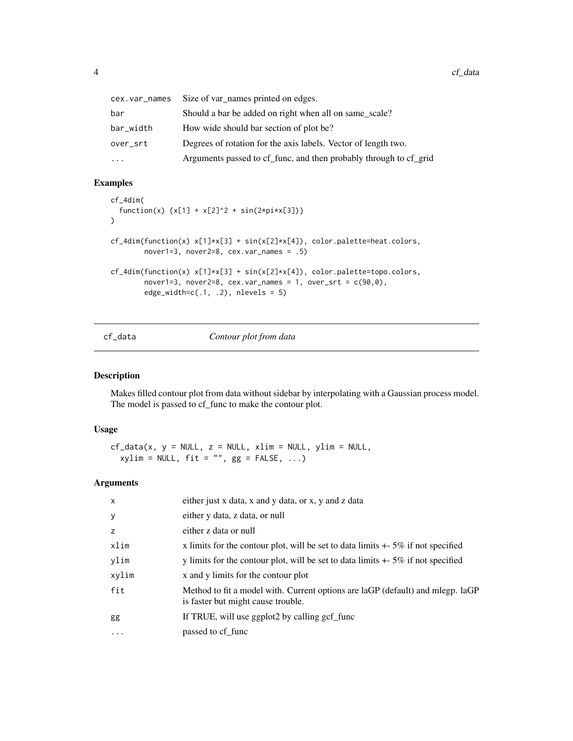| | |
|---|---|
| cex.var_names | Size of var_names printed on edges. |
| bar | Should a bar be added on right when all on same_scale? |
| bar_width | How wide should bar section of plot be? |
| over_srt | Degrees of rotation for the axis labels. Vector of length two. |
| ... | Arguments passed to cf_func, and then probably through to cf_grid |

### Examples

```
cf_4dim(
  function(x) {x[1] + x[2]^2 + sin(2*pi*x[3])}
)

cf_4dim(function(x) x[1]*x[3] + sin(x[2]*x[4]), color.palette=heat.colors,
        nover1=3, nover2=8, cex.var_names = .5)

cf_4dim(function(x) x[1]*x[3] + sin(x[2]*x[4]), color.palette=topo.colors,
        nover1=3, nover2=8, cex.var_names = 1, over_srt = c(90,0),
        edge_width=c(.1, .2), nlevels = 5)
```

## cf_data *Contour plot from data*

### Description

Makes filled contour plot from data without sidebar by interpolating with a Gaussian process model. The model is passed to cf_func to make the contour plot.

### Usage

```
cf_data(x, y = NULL, z = NULL, xlim = NULL, ylim = NULL,
  xylim = NULL, fit = "", gg = FALSE, ...)
```

### Arguments

| | |
|---|---|
| x | either just x data, x and y data, or x, y and z data |
| y | either y data, z data, or null |
| z | either z data or null |
| xlim | x limits for the contour plot, will be set to data limits +- 5% if not specified |
| ylim | y limits for the contour plot, will be set to data limits +- 5% if not specified |
| xylim | x and y limits for the contour plot |
| fit | Method to fit a model with. Current options are laGP (default) and mlegp. laGP is faster but might cause trouble. |
| gg | If TRUE, will use ggplot2 by calling gcf_func |
| ... | passed to cf_func |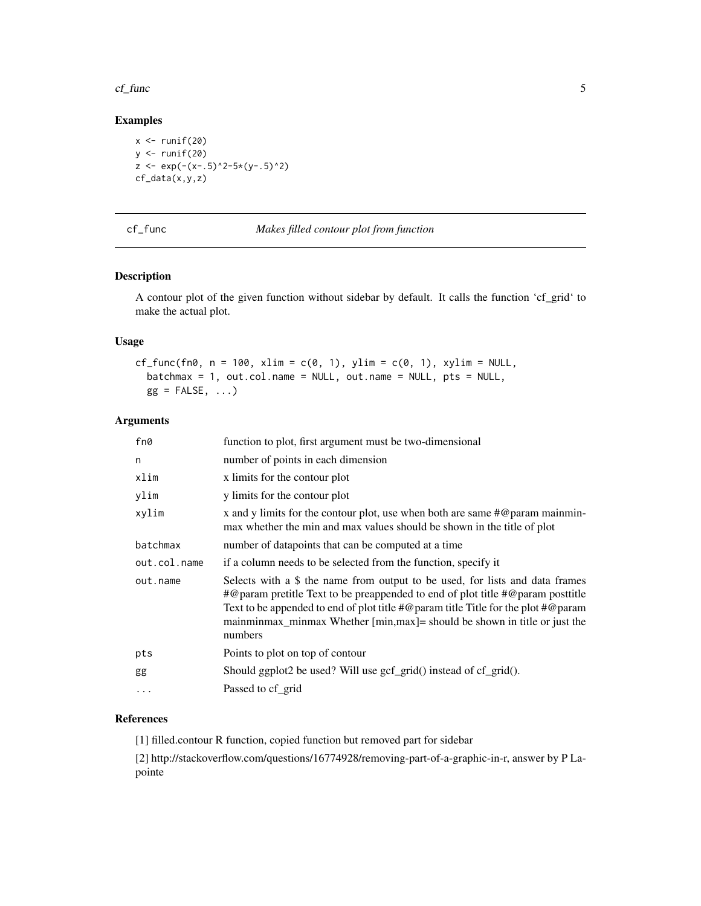## Examples

```
x <- runif(20)
y <- runif(20)
z <- exp(-(x-.5)^2-5*(y-.5)^2)
cf_data(x,y,z)
```

---

## cf_func — *Makes filled contour plot from function*

---

### Description

A contour plot of the given function without sidebar by default. It calls the function 'cf_grid' to make the actual plot.

### Usage

```
cf_func(fn0, n = 100, xlim = c(0, 1), ylim = c(0, 1), xylim = NULL,
  batchmax = 1, out.col.name = NULL, out.name = NULL, pts = NULL,
  gg = FALSE, ...)
```

### Arguments

| Argument | Description |
|---|---|
| `fn0` | function to plot, first argument must be two-dimensional |
| `n` | number of points in each dimension |
| `xlim` | x limits for the contour plot |
| `ylim` | y limits for the contour plot |
| `xylim` | x and y limits for the contour plot, use when both are same #@param mainminmax whether the min and max values should be shown in the title of plot |
| `batchmax` | number of datapoints that can be computed at a time |
| `out.col.name` | if a column needs to be selected from the function, specify it |
| `out.name` | Selects with a $ the name from output to be used, for lists and data frames #@param pretitle Text to be preappended to end of plot title #@param posttitle Text to be appended to end of plot title #@param title Title for the plot #@param mainminmax_minmax Whether [min,max]= should be shown in title or just the numbers |
| `pts` | Points to plot on top of contour |
| `gg` | Should ggplot2 be used? Will use gcf_grid() instead of cf_grid(). |
| `...` | Passed to cf_grid |

### References

[1] filled.contour R function, copied function but removed part for sidebar

[2] http://stackoverflow.com/questions/16774928/removing-part-of-a-graphic-in-r, answer by P Lapointe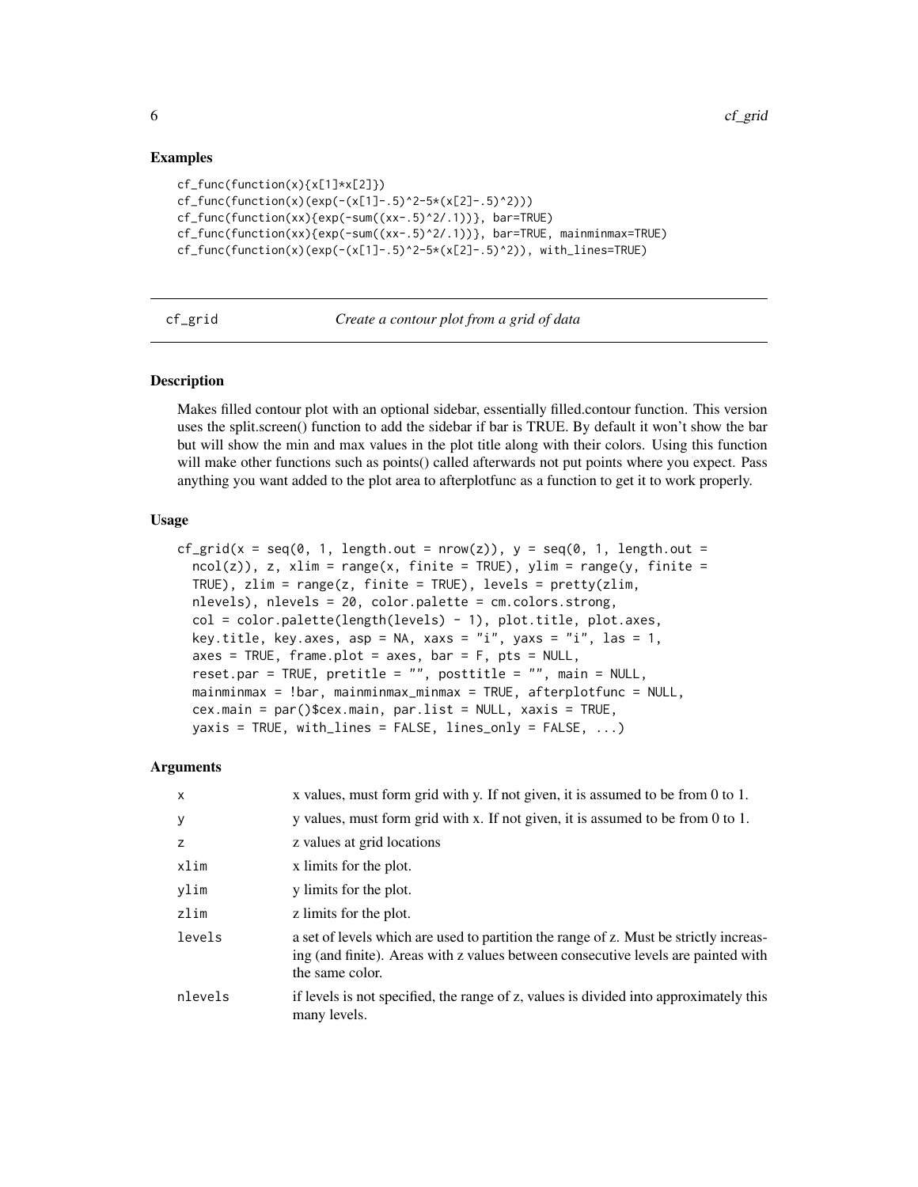### Examples

```
cf_func(function(x){x[1]*x[2]})
cf_func(function(x)(exp(-(x[1]-.5)^2-5*(x[2]-.5)^2)))
cf_func(function(xx){exp(-sum((xx-.5)^2/.1))}, bar=TRUE)
cf_func(function(xx){exp(-sum((xx-.5)^2/.1))}, bar=TRUE, mainminmax=TRUE)
cf_func(function(x)(exp(-(x[1]-.5)^2-5*(x[2]-.5)^2)), with_lines=TRUE)
```

---

## cf_grid — *Create a contour plot from a grid of data*

---

### Description

Makes filled contour plot with an optional sidebar, essentially filled.contour function. This version uses the split.screen() function to add the sidebar if bar is TRUE. By default it won't show the bar but will show the min and max values in the plot title along with their colors. Using this function will make other functions such as points() called afterwards not put points where you expect. Pass anything you want added to the plot area to afterplotfunc as a function to get it to work properly.

### Usage

```
cf_grid(x = seq(0, 1, length.out = nrow(z)), y = seq(0, 1, length.out =
  ncol(z)), z, xlim = range(x, finite = TRUE), ylim = range(y, finite =
  TRUE), zlim = range(z, finite = TRUE), levels = pretty(zlim,
  nlevels), nlevels = 20, color.palette = cm.colors.strong,
  col = color.palette(length(levels) - 1), plot.title, plot.axes,
  key.title, key.axes, asp = NA, xaxs = "i", yaxs = "i", las = 1,
  axes = TRUE, frame.plot = axes, bar = F, pts = NULL,
  reset.par = TRUE, pretitle = "", posttitle = "", main = NULL,
  mainminmax = !bar, mainminmax_minmax = TRUE, afterplotfunc = NULL,
  cex.main = par()$cex.main, par.list = NULL, xaxis = TRUE,
  yaxis = TRUE, with_lines = FALSE, lines_only = FALSE, ...)
```

### Arguments

| | |
|---|---|
| `x` | x values, must form grid with y. If not given, it is assumed to be from 0 to 1. |
| `y` | y values, must form grid with x. If not given, it is assumed to be from 0 to 1. |
| `z` | z values at grid locations |
| `xlim` | x limits for the plot. |
| `ylim` | y limits for the plot. |
| `zlim` | z limits for the plot. |
| `levels` | a set of levels which are used to partition the range of z. Must be strictly increasing (and finite). Areas with z values between consecutive levels are painted with the same color. |
| `nlevels` | if levels is not specified, the range of z, values is divided into approximately this many levels. |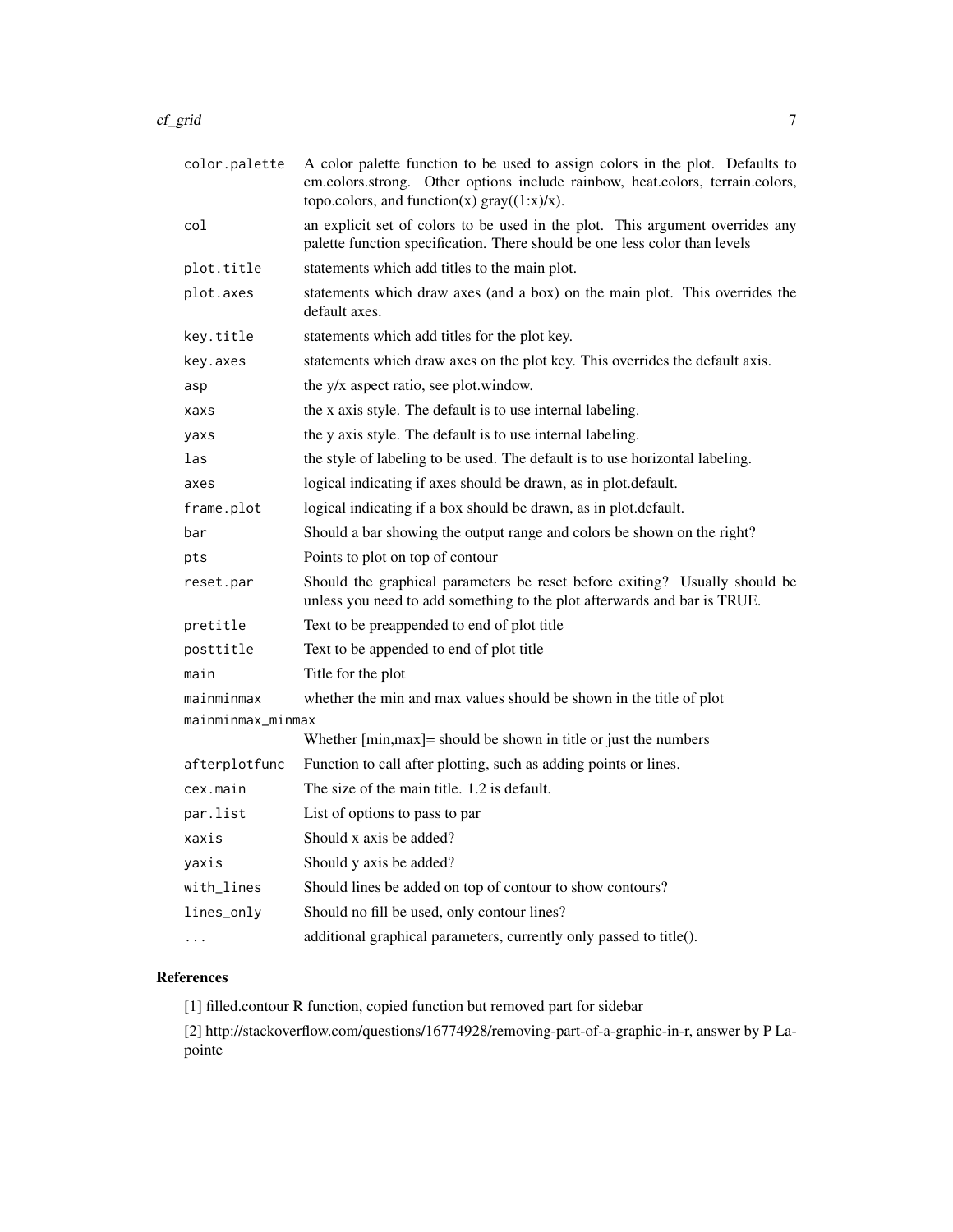| | |
|---|---|
| `color.palette` | A color palette function to be used to assign colors in the plot. Defaults to cm.colors.strong. Other options include rainbow, heat.colors, terrain.colors, topo.colors, and function(x) gray((1:x)/x). |
| `col` | an explicit set of colors to be used in the plot. This argument overrides any palette function specification. There should be one less color than levels |
| `plot.title` | statements which add titles to the main plot. |
| `plot.axes` | statements which draw axes (and a box) on the main plot. This overrides the default axes. |
| `key.title` | statements which add titles for the plot key. |
| `key.axes` | statements which draw axes on the plot key. This overrides the default axis. |
| `asp` | the y/x aspect ratio, see plot.window. |
| `xaxs` | the x axis style. The default is to use internal labeling. |
| `yaxs` | the y axis style. The default is to use internal labeling. |
| `las` | the style of labeling to be used. The default is to use horizontal labeling. |
| `axes` | logical indicating if axes should be drawn, as in plot.default. |
| `frame.plot` | logical indicating if a box should be drawn, as in plot.default. |
| `bar` | Should a bar showing the output range and colors be shown on the right? |
| `pts` | Points to plot on top of contour |
| `reset.par` | Should the graphical parameters be reset before exiting? Usually should be unless you need to add something to the plot afterwards and bar is TRUE. |
| `pretitle` | Text to be preappended to end of plot title |
| `posttitle` | Text to be appended to end of plot title |
| `main` | Title for the plot |
| `mainminmax` | whether the min and max values should be shown in the title of plot |
| `mainminmax_minmax` | Whether [min,max]= should be shown in title or just the numbers |
| `afterplotfunc` | Function to call after plotting, such as adding points or lines. |
| `cex.main` | The size of the main title. 1.2 is default. |
| `par.list` | List of options to pass to par |
| `xaxis` | Should x axis be added? |
| `yaxis` | Should y axis be added? |
| `with_lines` | Should lines be added on top of contour to show contours? |
| `lines_only` | Should no fill be used, only contour lines? |
| `...` | additional graphical parameters, currently only passed to title(). |

## References

[1] filled.contour R function, copied function but removed part for sidebar

[2] http://stackoverflow.com/questions/16774928/removing-part-of-a-graphic-in-r, answer by P Lapointe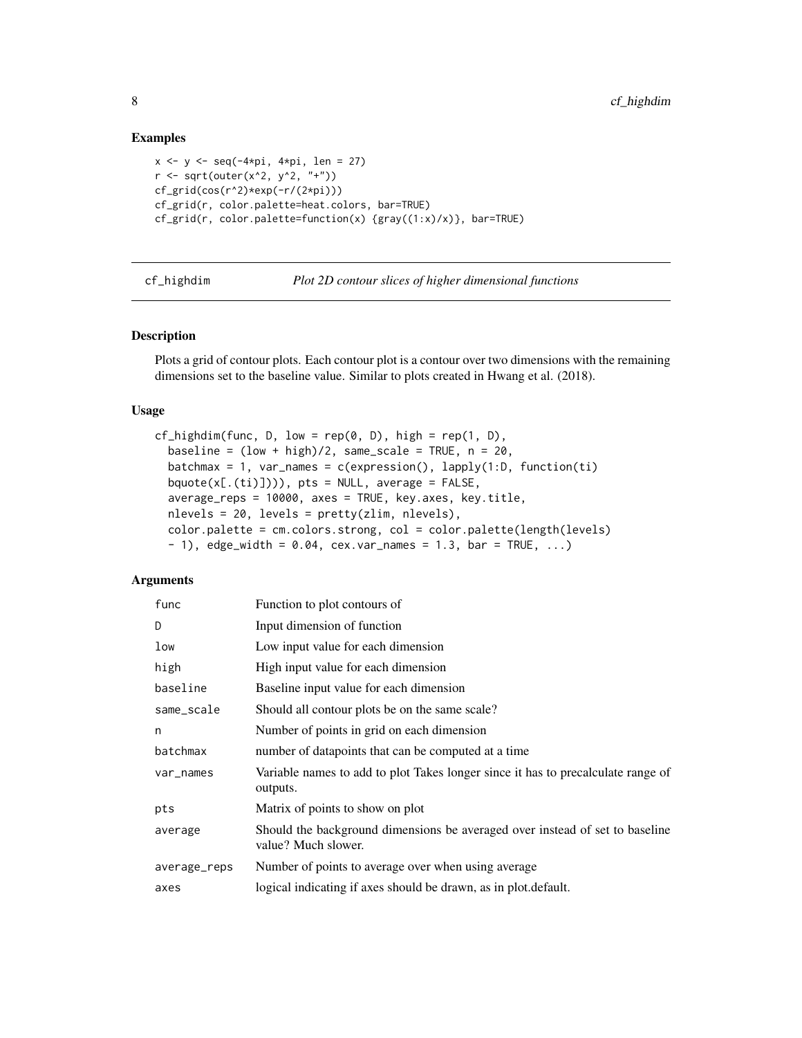## Examples

```
x <- y <- seq(-4*pi, 4*pi, len = 27)
r <- sqrt(outer(x^2, y^2, "+"))
cf_grid(cos(r^2)*exp(-r/(2*pi)))
cf_grid(r, color.palette=heat.colors, bar=TRUE)
cf_grid(r, color.palette=function(x) {gray((1:x)/x)}, bar=TRUE)
```

---

# cf_highdim — *Plot 2D contour slices of higher dimensional functions*

## Description

Plots a grid of contour plots. Each contour plot is a contour over two dimensions with the remaining dimensions set to the baseline value. Similar to plots created in Hwang et al. (2018).

## Usage

```
cf_highdim(func, D, low = rep(0, D), high = rep(1, D),
  baseline = (low + high)/2, same_scale = TRUE, n = 20,
  batchmax = 1, var_names = c(expression(), lapply(1:D, function(ti)
  bquote(x[.(ti)]))), pts = NULL, average = FALSE,
  average_reps = 10000, axes = TRUE, key.axes, key.title,
  nlevels = 20, levels = pretty(zlim, nlevels),
  color.palette = cm.colors.strong, col = color.palette(length(levels)
  - 1), edge_width = 0.04, cex.var_names = 1.3, bar = TRUE, ...)
```

## Arguments

| Argument | Description |
|---|---|
| `func` | Function to plot contours of |
| `D` | Input dimension of function |
| `low` | Low input value for each dimension |
| `high` | High input value for each dimension |
| `baseline` | Baseline input value for each dimension |
| `same_scale` | Should all contour plots be on the same scale? |
| `n` | Number of points in grid on each dimension |
| `batchmax` | number of datapoints that can be computed at a time |
| `var_names` | Variable names to add to plot Takes longer since it has to precalculate range of outputs. |
| `pts` | Matrix of points to show on plot |
| `average` | Should the background dimensions be averaged over instead of set to baseline value? Much slower. |
| `average_reps` | Number of points to average over when using average |
| `axes` | logical indicating if axes should be drawn, as in plot.default. |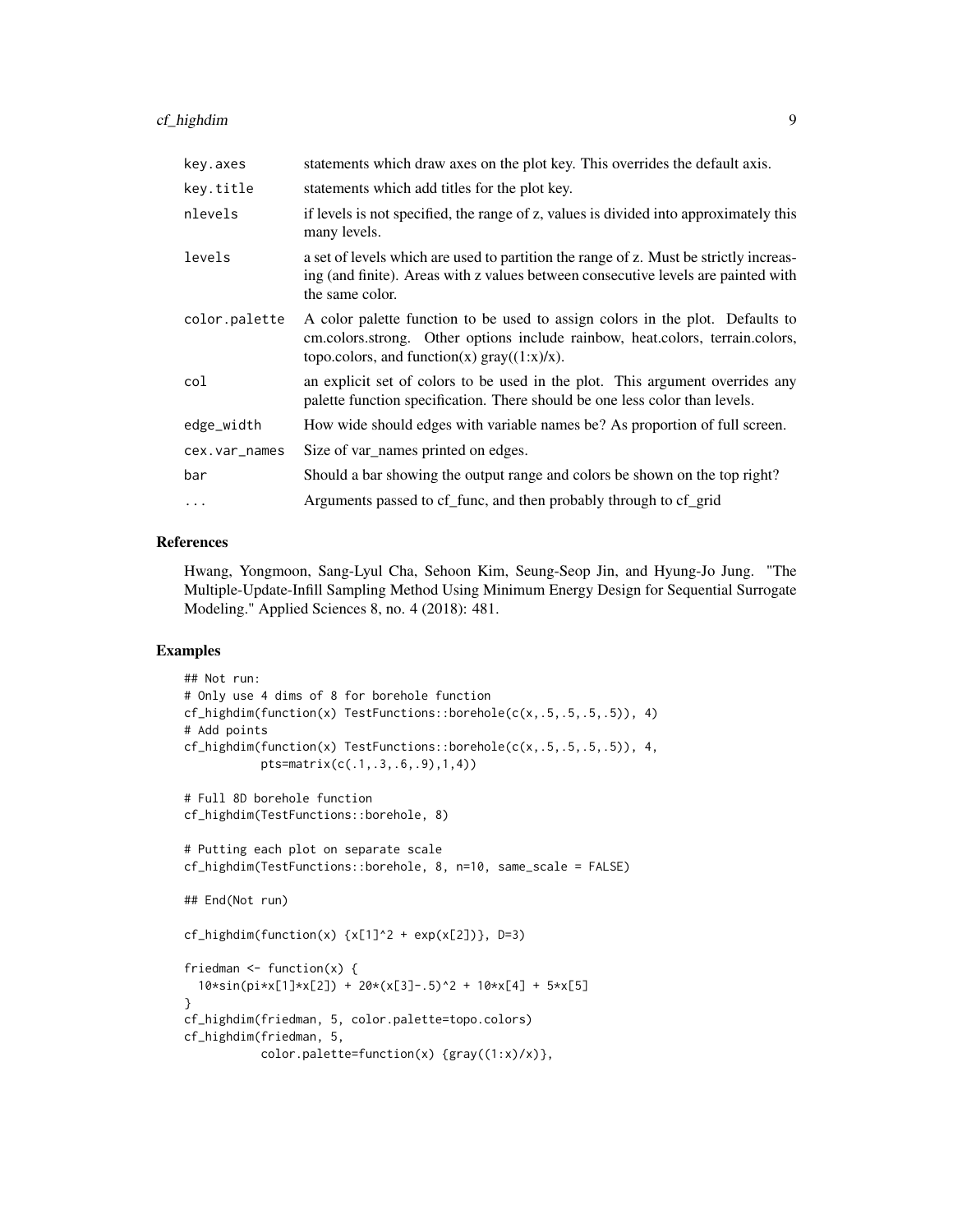| | |
|---|---|
| key.axes | statements which draw axes on the plot key. This overrides the default axis. |
| key.title | statements which add titles for the plot key. |
| nlevels | if levels is not specified, the range of z, values is divided into approximately this many levels. |
| levels | a set of levels which are used to partition the range of z. Must be strictly increasing (and finite). Areas with z values between consecutive levels are painted with the same color. |
| color.palette | A color palette function to be used to assign colors in the plot. Defaults to cm.colors.strong. Other options include rainbow, heat.colors, terrain.colors, topo.colors, and function(x) gray((1:x)/x). |
| col | an explicit set of colors to be used in the plot. This argument overrides any palette function specification. There should be one less color than levels. |
| edge_width | How wide should edges with variable names be? As proportion of full screen. |
| cex.var_names | Size of var_names printed on edges. |
| bar | Should a bar showing the output range and colors be shown on the top right? |
| ... | Arguments passed to cf_func, and then probably through to cf_grid |

## References

Hwang, Yongmoon, Sang-Lyul Cha, Sehoon Kim, Seung-Seop Jin, and Hyung-Jo Jung. "The Multiple-Update-Infill Sampling Method Using Minimum Energy Design for Sequential Surrogate Modeling." Applied Sciences 8, no. 4 (2018): 481.

## Examples

```
## Not run:
# Only use 4 dims of 8 for borehole function
cf_highdim(function(x) TestFunctions::borehole(c(x,.5,.5,.5,.5)), 4)
# Add points
cf_highdim(function(x) TestFunctions::borehole(c(x,.5,.5,.5,.5)), 4,
           pts=matrix(c(.1,.3,.6,.9),1,4))

# Full 8D borehole function
cf_highdim(TestFunctions::borehole, 8)

# Putting each plot on separate scale
cf_highdim(TestFunctions::borehole, 8, n=10, same_scale = FALSE)

## End(Not run)

cf_highdim(function(x) {x[1]^2 + exp(x[2])}, D=3)

friedman <- function(x) {
  10*sin(pi*x[1]*x[2]) + 20*(x[3]-.5)^2 + 10*x[4] + 5*x[5]
}
cf_highdim(friedman, 5, color.palette=topo.colors)
cf_highdim(friedman, 5,
           color.palette=function(x) {gray((1:x)/x)},
```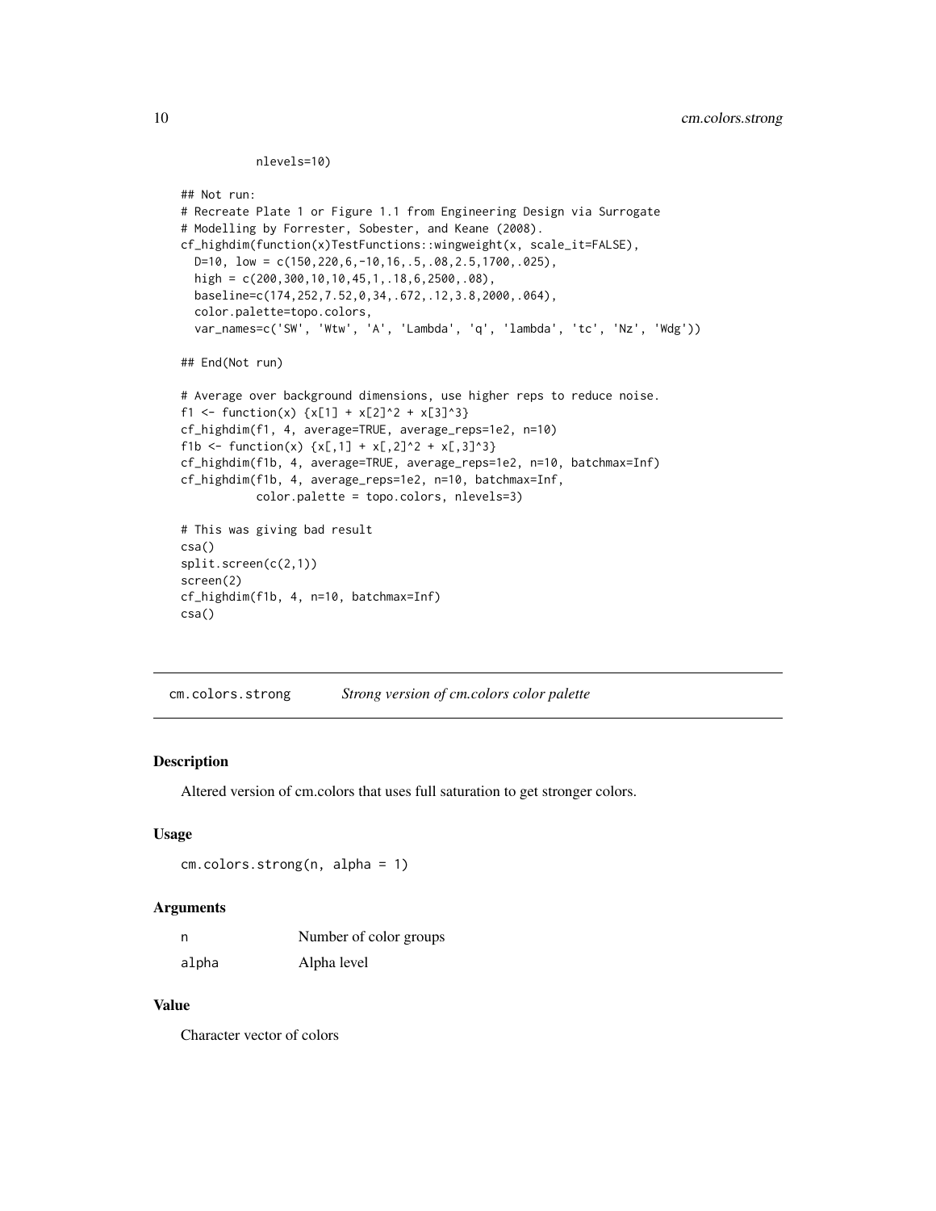```
          nlevels=10)

## Not run:
# Recreate Plate 1 or Figure 1.1 from Engineering Design via Surrogate
# Modelling by Forrester, Sobester, and Keane (2008).
cf_highdim(function(x)TestFunctions::wingweight(x, scale_it=FALSE),
  D=10, low = c(150,220,6,-10,16,.5,.08,2.5,1700,.025),
  high = c(200,300,10,10,45,1,.18,6,2500,.08),
  baseline=c(174,252,7.52,0,34,.672,.12,3.8,2000,.064),
  color.palette=topo.colors,
  var_names=c('SW', 'Wtw', 'A', 'Lambda', 'q', 'lambda', 'tc', 'Nz', 'Wdg'))

## End(Not run)

# Average over background dimensions, use higher reps to reduce noise.
f1 <- function(x) {x[1] + x[2]^2 + x[3]^3}
cf_highdim(f1, 4, average=TRUE, average_reps=1e2, n=10)
f1b <- function(x) {x[,1] + x[,2]^2 + x[,3]^3}
cf_highdim(f1b, 4, average=TRUE, average_reps=1e2, n=10, batchmax=Inf)
cf_highdim(f1b, 4, average_reps=1e2, n=10, batchmax=Inf,
           color.palette = topo.colors, nlevels=3)

# This was giving bad result
csa()
split.screen(c(2,1))
screen(2)
cf_highdim(f1b, 4, n=10, batchmax=Inf)
csa()
```

---

## cm.colors.strong — *Strong version of cm.colors color palette*

### Description

Altered version of cm.colors that uses full saturation to get stronger colors.

### Usage

```
cm.colors.strong(n, alpha = 1)
```

### Arguments

| | |
|---|---|
| n | Number of color groups |
| alpha | Alpha level |

### Value

Character vector of colors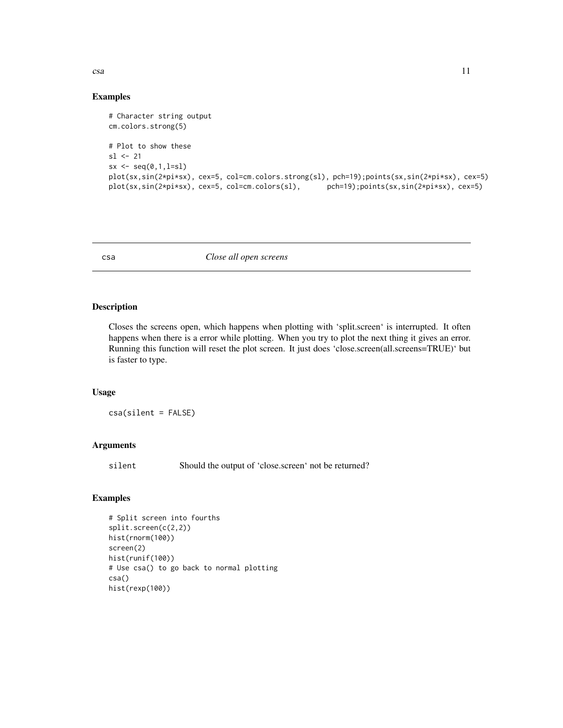## Examples

```
# Character string output
cm.colors.strong(5)

# Plot to show these
sl <- 21
sx <- seq(0,1,l=sl)
plot(sx,sin(2*pi*sx), cex=5, col=cm.colors.strong(sl), pch=19);points(sx,sin(2*pi*sx), cex=5)
plot(sx,sin(2*pi*sx), cex=5, col=cm.colors(sl),      pch=19);points(sx,sin(2*pi*sx), cex=5)
```

---

# csa    *Close all open screens*

---

## Description

Closes the screens open, which happens when plotting with 'split.screen' is interrupted. It often happens when there is a error while plotting. When you try to plot the next thing it gives an error. Running this function will reset the plot screen. It just does 'close.screen(all.screens=TRUE)' but is faster to type.

## Usage

```
csa(silent = FALSE)
```

## Arguments

| | |
|---|---|
| silent | Should the output of 'close.screen' not be returned? |

## Examples

```
# Split screen into fourths
split.screen(c(2,2))
hist(rnorm(100))
screen(2)
hist(runif(100))
# Use csa() to go back to normal plotting
csa()
hist(rexp(100))
```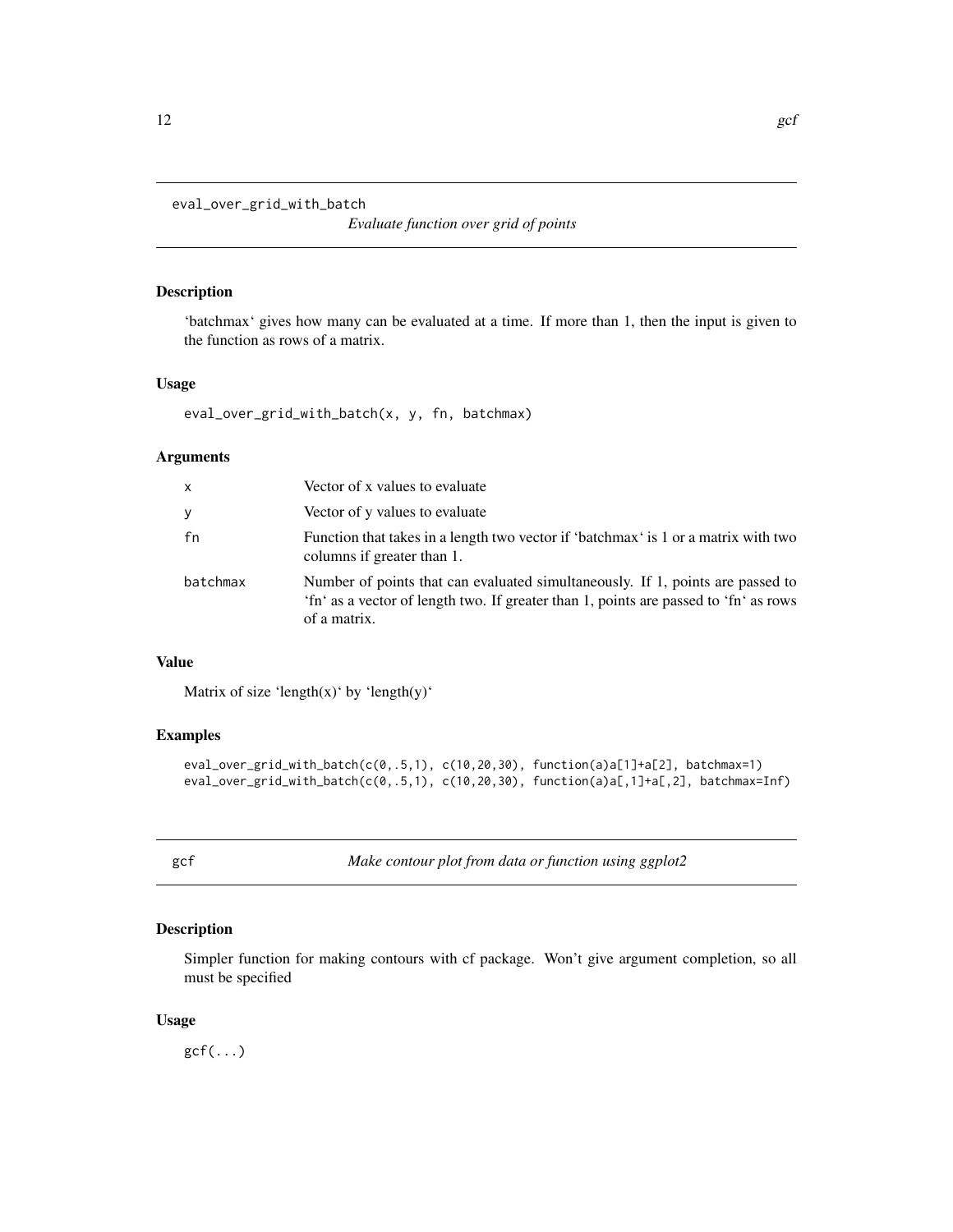## eval_over_grid_with_batch

*Evaluate function over grid of points*

### Description

'batchmax' gives how many can be evaluated at a time. If more than 1, then the input is given to the function as rows of a matrix.

### Usage

```
eval_over_grid_with_batch(x, y, fn, batchmax)
```

### Arguments

| | |
|---|---|
| x | Vector of x values to evaluate |
| y | Vector of y values to evaluate |
| fn | Function that takes in a length two vector if 'batchmax' is 1 or a matrix with two columns if greater than 1. |
| batchmax | Number of points that can evaluated simultaneously. If 1, points are passed to 'fn' as a vector of length two. If greater than 1, points are passed to 'fn' as rows of a matrix. |

### Value

Matrix of size 'length(x)' by 'length(y)'

### Examples

```
eval_over_grid_with_batch(c(0,.5,1), c(10,20,30), function(a)a[1]+a[2], batchmax=1)
eval_over_grid_with_batch(c(0,.5,1), c(10,20,30), function(a)a[,1]+a[,2], batchmax=Inf)
```

## gcf

*Make contour plot from data or function using ggplot2*

### Description

Simpler function for making contours with cf package. Won't give argument completion, so all must be specified

### Usage

```
gcf(...)
```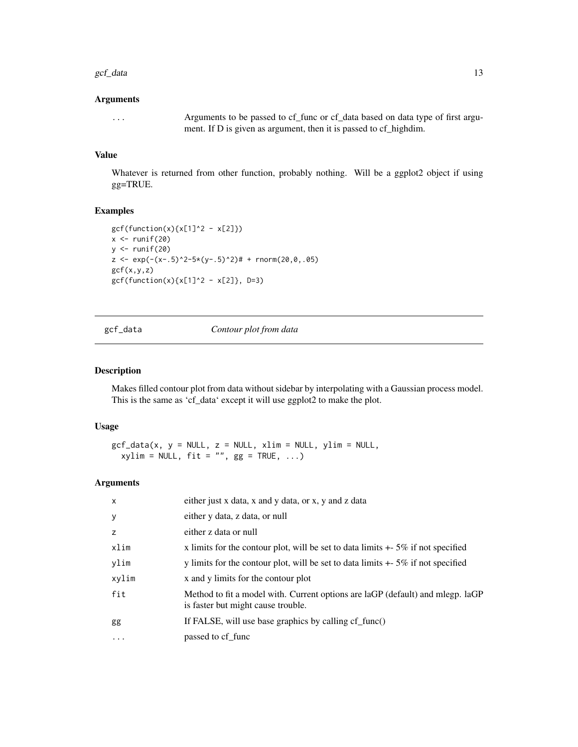### Arguments

| | |
|---|---|
| ... | Arguments to be passed to cf_func or cf_data based on data type of first argument. If D is given as argument, then it is passed to cf_highdim. |

### Value

Whatever is returned from other function, probably nothing. Will be a ggplot2 object if using gg=TRUE.

### Examples

```
gcf(function(x){x[1]^2 - x[2]})
x <- runif(20)
y <- runif(20)
z <- exp(-(x-.5)^2-5*(y-.5)^2)# + rnorm(20,0,.05)
gcf(x,y,z)
gcf(function(x){x[1]^2 - x[2]}, D=3)
```

---

## gcf_data *Contour plot from data*

### Description

Makes filled contour plot from data without sidebar by interpolating with a Gaussian process model. This is the same as 'cf_data' except it will use ggplot2 to make the plot.

### Usage

```
gcf_data(x, y = NULL, z = NULL, xlim = NULL, ylim = NULL,
  xylim = NULL, fit = "", gg = TRUE, ...)
```

### Arguments

| | |
|---|---|
| x | either just x data, x and y data, or x, y and z data |
| y | either y data, z data, or null |
| z | either z data or null |
| xlim | x limits for the contour plot, will be set to data limits +- 5% if not specified |
| ylim | y limits for the contour plot, will be set to data limits +- 5% if not specified |
| xylim | x and y limits for the contour plot |
| fit | Method to fit a model with. Current options are laGP (default) and mlegp. laGP is faster but might cause trouble. |
| gg | If FALSE, will use base graphics by calling cf_func() |
| ... | passed to cf_func |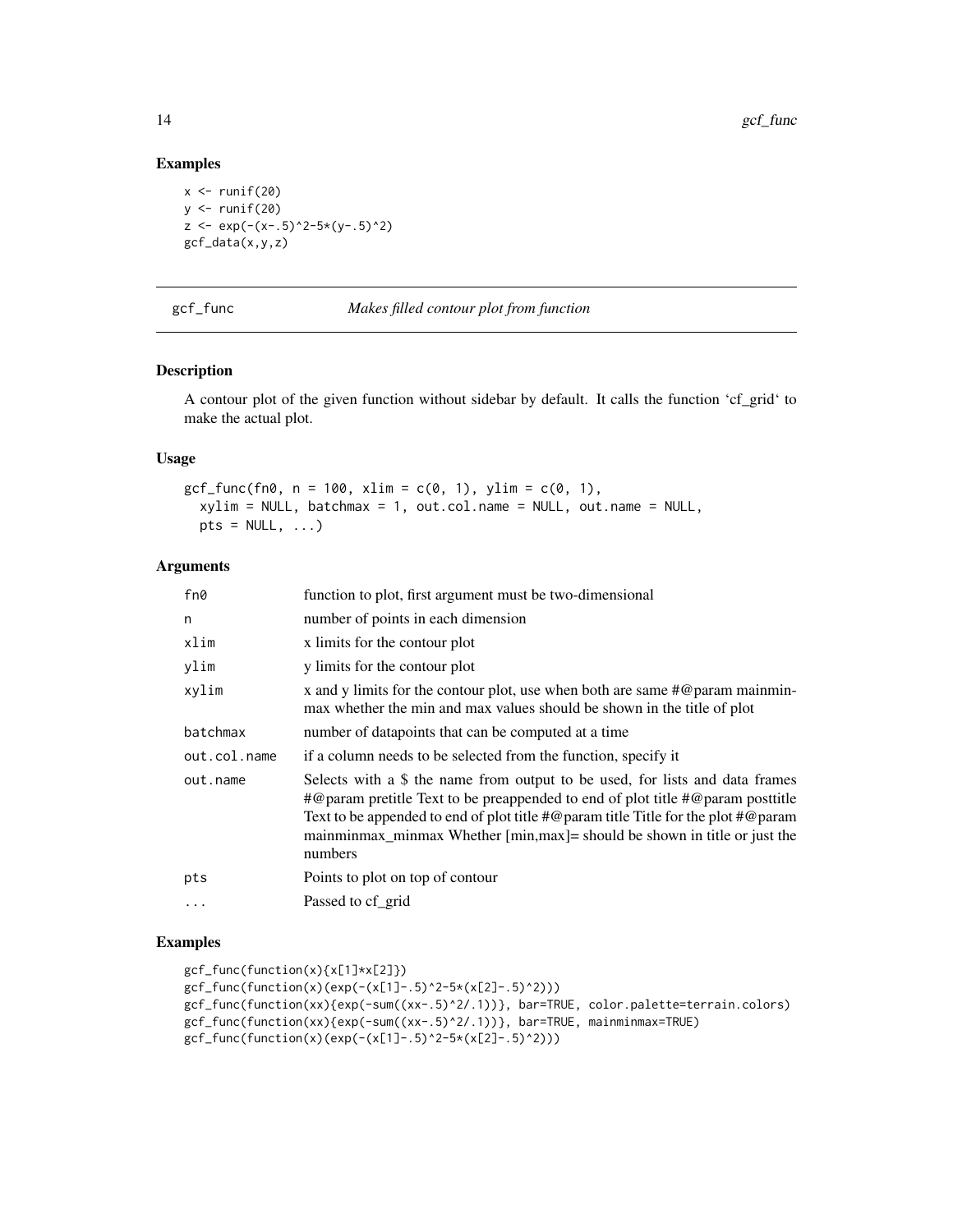## Examples

```
x <- runif(20)
y <- runif(20)
z <- exp(-(x-.5)^2-5*(y-.5)^2)
gcf_data(x,y,z)
```

---

## gcf_func — *Makes filled contour plot from function*

### Description

A contour plot of the given function without sidebar by default. It calls the function 'cf_grid' to make the actual plot.

### Usage

```
gcf_func(fn0, n = 100, xlim = c(0, 1), ylim = c(0, 1),
  xylim = NULL, batchmax = 1, out.col.name = NULL, out.name = NULL,
  pts = NULL, ...)
```

### Arguments

| Argument | Description |
|---|---|
| fn0 | function to plot, first argument must be two-dimensional |
| n | number of points in each dimension |
| xlim | x limits for the contour plot |
| ylim | y limits for the contour plot |
| xylim | x and y limits for the contour plot, use when both are same #@param mainminmax whether the min and max values should be shown in the title of plot |
| batchmax | number of datapoints that can be computed at a time |
| out.col.name | if a column needs to be selected from the function, specify it |
| out.name | Selects with a $ the name from output to be used, for lists and data frames #@param pretitle Text to be preappended to end of plot title #@param posttitle Text to be appended to end of plot title #@param title Title for the plot #@param mainminmax_minmax Whether [min,max]= should be shown in title or just the numbers |
| pts | Points to plot on top of contour |
| ... | Passed to cf_grid |

### Examples

```
gcf_func(function(x){x[1]*x[2]})
gcf_func(function(x)(exp(-(x[1]-.5)^2-5*(x[2]-.5)^2)))
gcf_func(function(xx){exp(-sum((xx-.5)^2/.1))}, bar=TRUE, color.palette=terrain.colors)
gcf_func(function(xx){exp(-sum((xx-.5)^2/.1))}, bar=TRUE, mainminmax=TRUE)
gcf_func(function(x)(exp(-(x[1]-.5)^2-5*(x[2]-.5)^2)))
```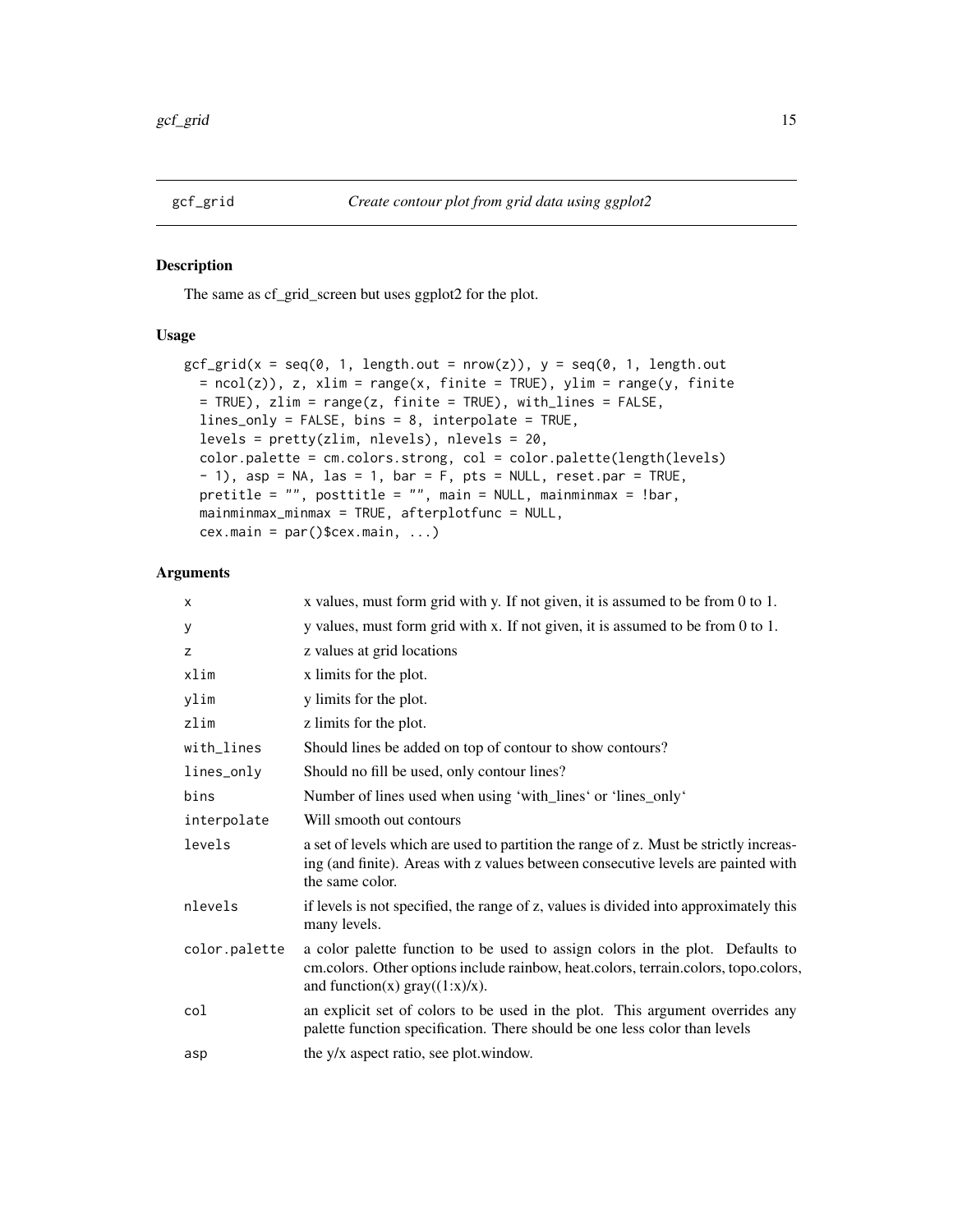## gcf_grid    *Create contour plot from grid data using ggplot2*

### Description

The same as cf_grid_screen but uses ggplot2 for the plot.

### Usage

```
gcf_grid(x = seq(0, 1, length.out = nrow(z)), y = seq(0, 1, length.out
  = ncol(z)), z, xlim = range(x, finite = TRUE), ylim = range(y, finite
  = TRUE), zlim = range(z, finite = TRUE), with_lines = FALSE,
  lines_only = FALSE, bins = 8, interpolate = TRUE,
  levels = pretty(zlim, nlevels), nlevels = 20,
  color.palette = cm.colors.strong, col = color.palette(length(levels)
  - 1), asp = NA, las = 1, bar = F, pts = NULL, reset.par = TRUE,
  pretitle = "", posttitle = "", main = NULL, mainminmax = !bar,
  mainminmax_minmax = TRUE, afterplotfunc = NULL,
  cex.main = par()$cex.main, ...)
```

### Arguments

| | |
|---|---|
| `x` | x values, must form grid with y. If not given, it is assumed to be from 0 to 1. |
| `y` | y values, must form grid with x. If not given, it is assumed to be from 0 to 1. |
| `z` | z values at grid locations |
| `xlim` | x limits for the plot. |
| `ylim` | y limits for the plot. |
| `zlim` | z limits for the plot. |
| `with_lines` | Should lines be added on top of contour to show contours? |
| `lines_only` | Should no fill be used, only contour lines? |
| `bins` | Number of lines used when using 'with_lines' or 'lines_only' |
| `interpolate` | Will smooth out contours |
| `levels` | a set of levels which are used to partition the range of z. Must be strictly increasing (and finite). Areas with z values between consecutive levels are painted with the same color. |
| `nlevels` | if levels is not specified, the range of z, values is divided into approximately this many levels. |
| `color.palette` | a color palette function to be used to assign colors in the plot. Defaults to cm.colors. Other options include rainbow, heat.colors, terrain.colors, topo.colors, and function(x) gray((1:x)/x). |
| `col` | an explicit set of colors to be used in the plot. This argument overrides any palette function specification. There should be one less color than levels |
| `asp` | the y/x aspect ratio, see plot.window. |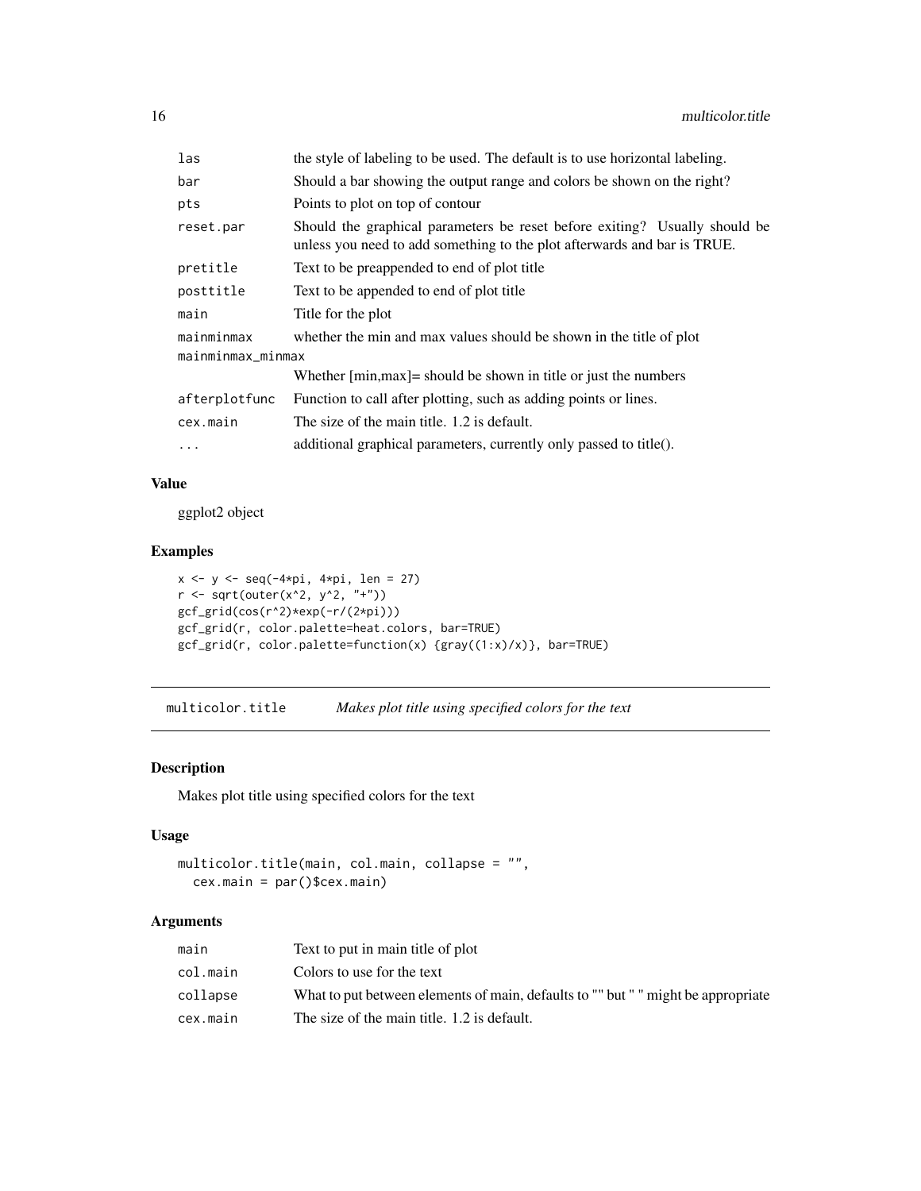| | |
|---|---|
| las | the style of labeling to be used. The default is to use horizontal labeling. |
| bar | Should a bar showing the output range and colors be shown on the right? |
| pts | Points to plot on top of contour |
| reset.par | Should the graphical parameters be reset before exiting? Usually should be unless you need to add something to the plot afterwards and bar is TRUE. |
| pretitle | Text to be preappended to end of plot title |
| posttitle | Text to be appended to end of plot title |
| main | Title for the plot |
| mainminmax | whether the min and max values should be shown in the title of plot |
| mainminmax_minmax | Whether [min,max]= should be shown in title or just the numbers |
| afterplotfunc | Function to call after plotting, such as adding points or lines. |
| cex.main | The size of the main title. 1.2 is default. |
| ... | additional graphical parameters, currently only passed to title(). |

### Value

ggplot2 object

### Examples

```
x <- y <- seq(-4*pi, 4*pi, len = 27)
r <- sqrt(outer(x^2, y^2, "+"))
gcf_grid(cos(r^2)*exp(-r/(2*pi)))
gcf_grid(r, color.palette=heat.colors, bar=TRUE)
gcf_grid(r, color.palette=function(x) {gray((1:x)/x)}, bar=TRUE)
```

---

## multicolor.title — *Makes plot title using specified colors for the text*

### Description

Makes plot title using specified colors for the text

### Usage

```
multicolor.title(main, col.main, collapse = "",
  cex.main = par()$cex.main)
```

### Arguments

| | |
|---|---|
| main | Text to put in main title of plot |
| col.main | Colors to use for the text |
| collapse | What to put between elements of main, defaults to "" but " " might be appropriate |
| cex.main | The size of the main title. 1.2 is default. |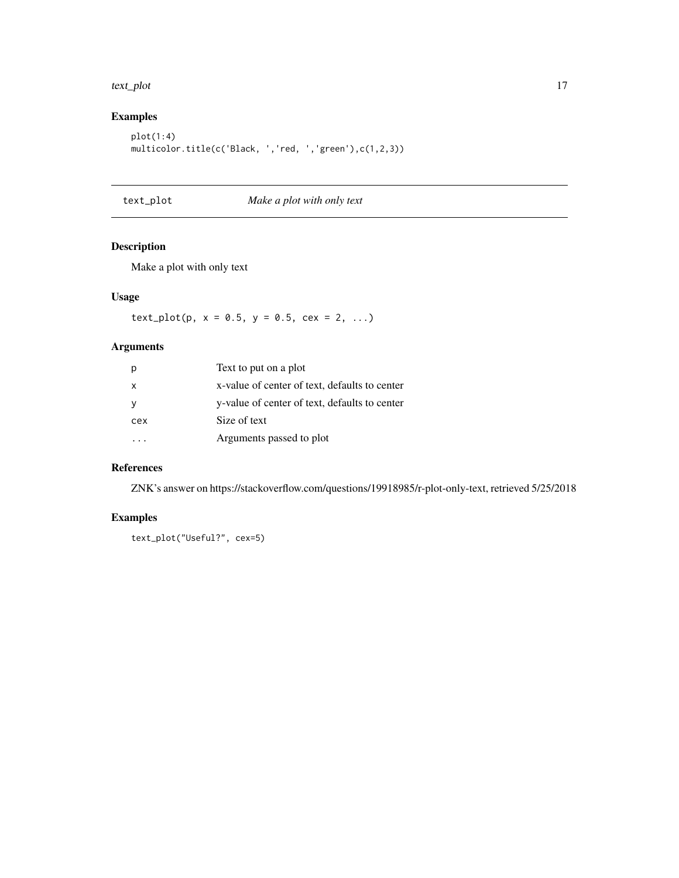## Examples

```
plot(1:4)
multicolor.title(c('Black, ','red, ','green'),c(1,2,3))
```

---

# text_plot — *Make a plot with only text*

---

## Description

Make a plot with only text

## Usage

```
text_plot(p, x = 0.5, y = 0.5, cex = 2, ...)
```

## Arguments

| | |
|---|---|
| p | Text to put on a plot |
| x | x-value of center of text, defaults to center |
| y | y-value of center of text, defaults to center |
| cex | Size of text |
| ... | Arguments passed to plot |

## References

ZNK's answer on https://stackoverflow.com/questions/19918985/r-plot-only-text, retrieved 5/25/2018

## Examples

```
text_plot("Useful?", cex=5)
```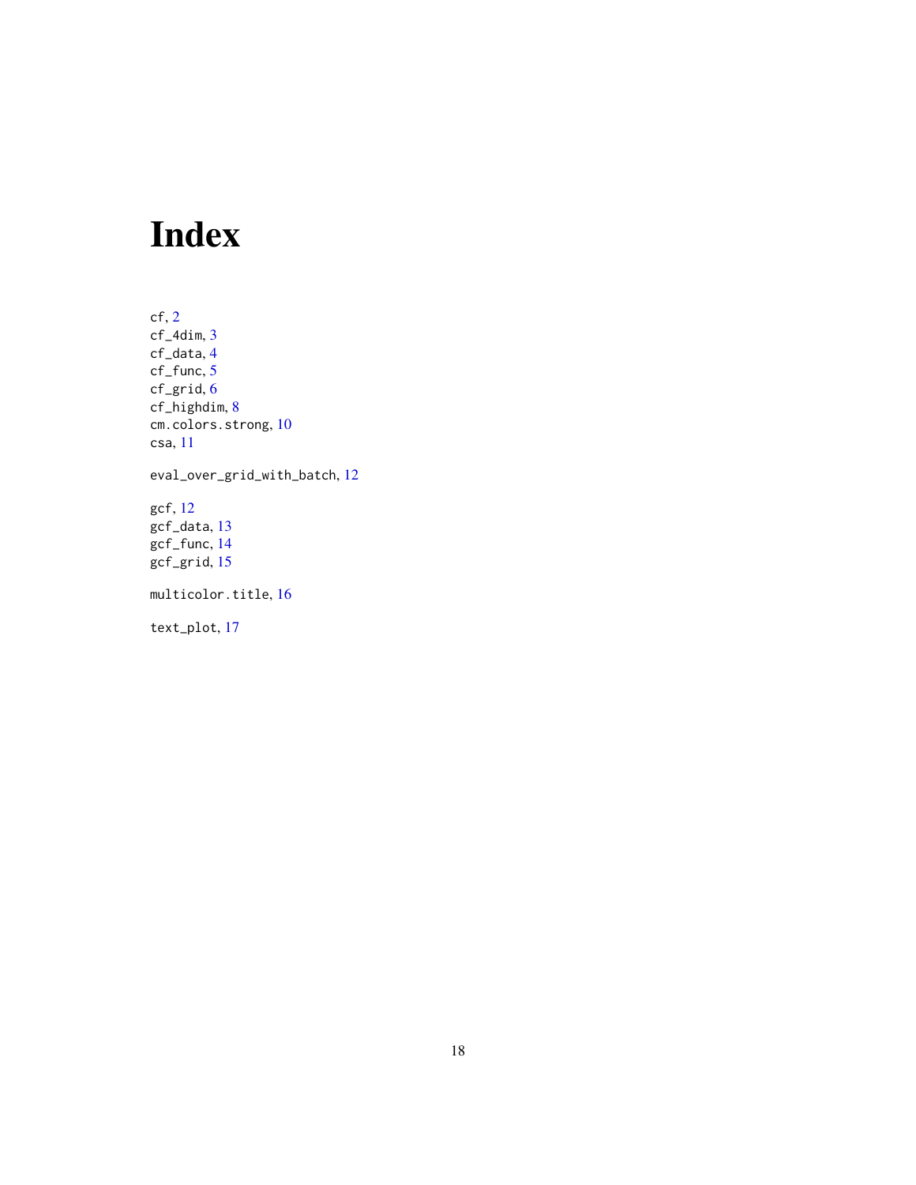# Index

cf, 2
cf_4dim, 3
cf_data, 4
cf_func, 5
cf_grid, 6
cf_highdim, 8
cm.colors.strong, 10
csa, 11

eval_over_grid_with_batch, 12

gcf, 12
gcf_data, 13
gcf_func, 14
gcf_grid, 15

multicolor.title, 16

text_plot, 17